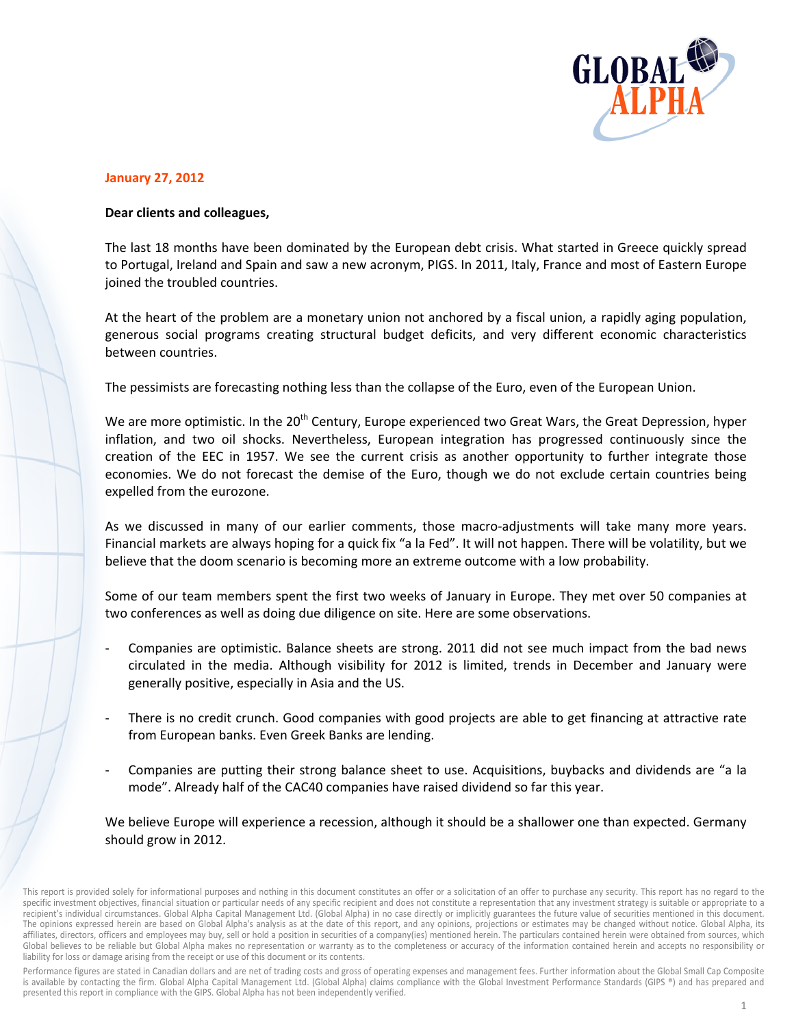**January 27, 2012**

**Dear clients and colleagues,**

The last 18 months have been dominated by the European debt crisis. What started in Greece quickly spread to Portugal, Ireland and Spain and saw a new acronym, PIGS. In 2011, Italy, France and most of Eastern Europe joined the troubled countries.

At the heart of the problem are a monetary union not anchored by a fiscal union, a rapidly aging population, generous social programs creating structural budget deficits, and very different economic characteristics between countries.

The pessimists are forecasting nothing less than the collapse of the Euro, even of the European Union.

We are more optimistic. In the 20th Century, Europe experienced two Great Wars, the Great Depression, hyper inflation, and two oil shocks. Nevertheless, European integration has progressed continuously since the creation of the EEC in 1957. We see the current crisis as another opportunity to further integrate those economies. We do not forecast the demise of the Euro, though we do not exclude certain countries being expelled from the eurozone.

As we discussed in many of our earlier comments, those macro-adjustments will take many more years. Financial markets are always hoping for a quick fix "a la Fed". It will not happen. There will be volatility, but we believe that the doom scenario is becoming more an extreme outcome with a low probability.

Some of our team members spent the first two weeks of January in Europe. They met over 50 companies at two conferences as well as doing due diligence on site. Here are some observations.

- Companies are optimistic. Balance sheets are strong. 2011 did not see much impact from the bad news circulated in the media. Although visibility for 2012 is limited, trends in December and January were generally positive, especially in Asia and the US.

- There is no credit crunch. Good companies with good projects are able to get financing at attractive rate from European banks. Even Greek Banks are lending.

- Companies are putting their strong balance sheet to use. Acquisitions, buybacks and dividends are "a la mode". Already half of the CAC40 companies have raised dividend so far this year.

We believe Europe will experience a recession, although it should be a shallower one than expected. Germany should grow in 2012.

This report is provided solely for informational purposes and nothing in this document constitutes an offer or a solicitation of an offer to purchase any security. This report has no regard to the specific investment objectives, financial situation or particular needs of any specific recipient and does not constitute a representation that any investment strategy is suitable or appropriate to a recipient's individual circumstances. Global Alpha Capital Management Ltd. (Global Alpha) in no case directly or implicitly guarantees the future value of securities mentioned in this document. The opinions expressed herein are based on Global Alpha's analysis as at the date of this report, and any opinions, projections or estimates may be changed without notice. Global Alpha, its affiliates, directors, officers and employees may buy, sell or hold a position in securities of a company(ies) mentioned herein. The particulars contained herein were obtained from sources, which Global believes to be reliable but Global Alpha makes no representation or warranty as to the completeness or accuracy of the information contained herein and accepts no responsibility or liability for loss or damage arising from the receipt or use of this document or its contents.

Performance figures are stated in Canadian dollars and are net of trading costs and gross of operating expenses and management fees. Further information about the Global Small Cap Composite is available by contacting the firm. Global Alpha Capital Management Ltd. (Global Alpha) claims compliance with the Global Investment Performance Standards (GIPS ®) and has prepared and presented this report in compliance with the GIPS. Global Alpha has not been independently verified.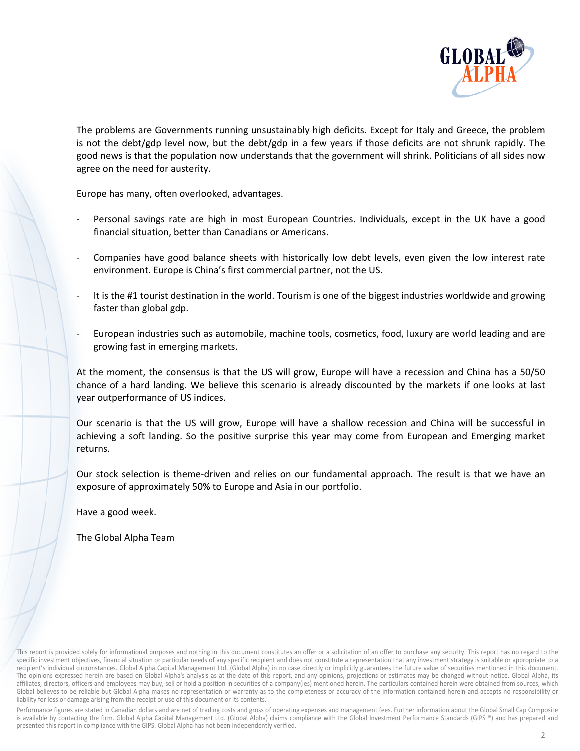The problems are Governments running unsustainably high deficits. Except for Italy and Greece, the problem is not the debt/gdp level now, but the debt/gdp in a few years if those deficits are not shrunk rapidly. The good news is that the population now understands that the government will shrink. Politicians of all sides now agree on the need for austerity.

Europe has many, often overlooked, advantages.

- Personal savings rate are high in most European Countries. Individuals, except in the UK have a good financial situation, better than Canadians or Americans.

- Companies have good balance sheets with historically low debt levels, even given the low interest rate environment. Europe is China's first commercial partner, not the US.

- It is the #1 tourist destination in the world. Tourism is one of the biggest industries worldwide and growing faster than global gdp.

- European industries such as automobile, machine tools, cosmetics, food, luxury are world leading and are growing fast in emerging markets.

At the moment, the consensus is that the US will grow, Europe will have a recession and China has a 50/50 chance of a hard landing. We believe this scenario is already discounted by the markets if one looks at last year outperformance of US indices.

Our scenario is that the US will grow, Europe will have a shallow recession and China will be successful in achieving a soft landing. So the positive surprise this year may come from European and Emerging market returns.

Our stock selection is theme-driven and relies on our fundamental approach. The result is that we have an exposure of approximately 50% to Europe and Asia in our portfolio.

Have a good week.

The Global Alpha Team

This report is provided solely for informational purposes and nothing in this document constitutes an offer or a solicitation of an offer to purchase any security. This report has no regard to the specific investment objectives, financial situation or particular needs of any specific recipient and does not constitute a representation that any investment strategy is suitable or appropriate to a recipient's individual circumstances. Global Alpha Capital Management Ltd. (Global Alpha) in no case directly or implicitly guarantees the future value of securities mentioned in this document. The opinions expressed herein are based on Global Alpha's analysis as at the date of this report, and any opinions, projections or estimates may be changed without notice. Global Alpha, its affiliates, directors, officers and employees may buy, sell or hold a position in securities of a company(ies) mentioned herein. The particulars contained herein were obtained from sources, which Global believes to be reliable but Global Alpha makes no representation or warranty as to the completeness or accuracy of the information contained herein and accepts no responsibility or liability for loss or damage arising from the receipt or use of this document or its contents.

Performance figures are stated in Canadian dollars and are net of trading costs and gross of operating expenses and management fees. Further information about the Global Small Cap Composite is available by contacting the firm. Global Alpha Capital Management Ltd. (Global Alpha) claims compliance with the Global Investment Performance Standards (GIPS ®) and has prepared and presented this report in compliance with the GIPS. Global Alpha has not been independently verified.